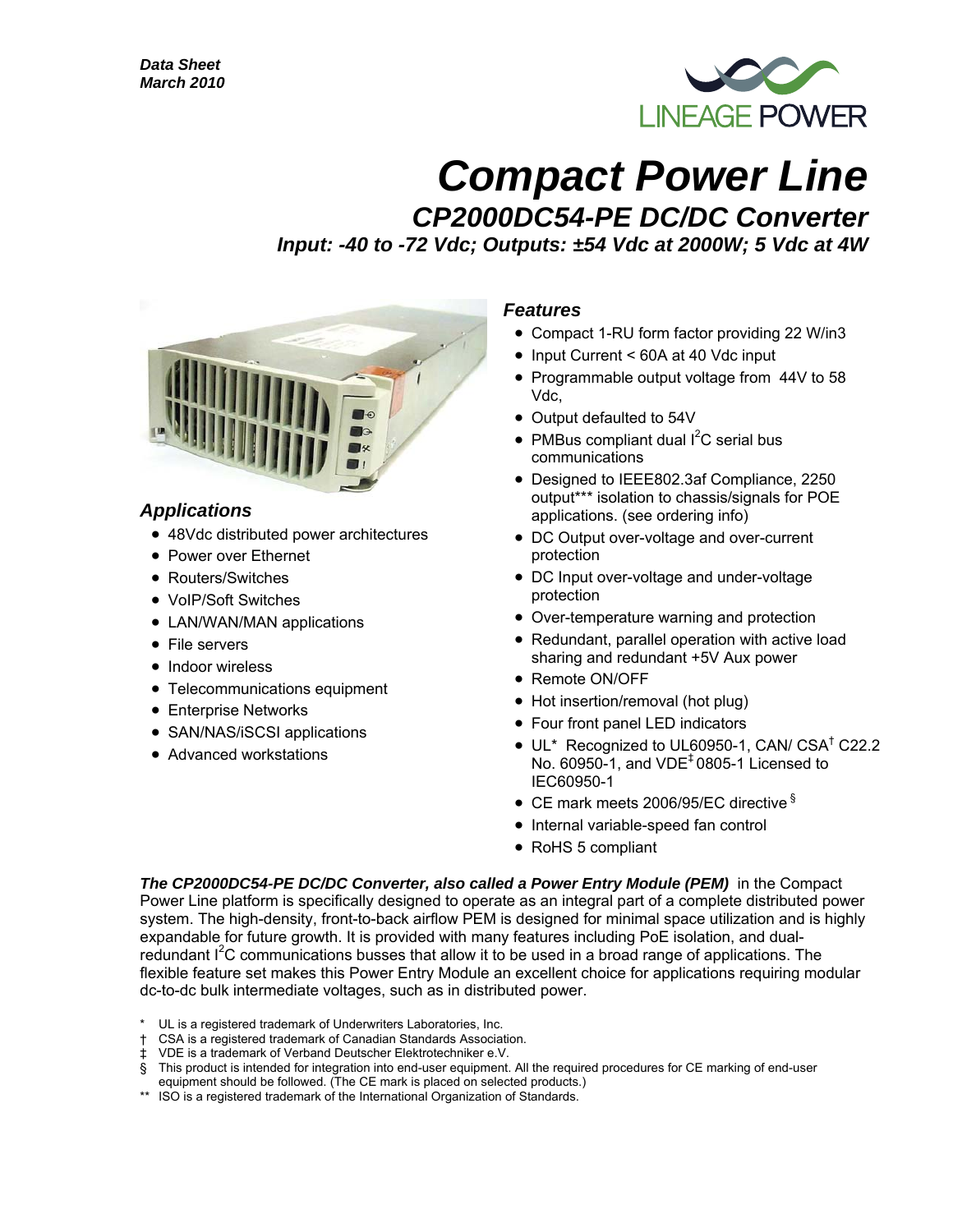*Data Sheet*
*March 2010*

LINEAGE POWER

# *Compact Power Line*

## *CP2000DC54-PE DC/DC Converter*

### *Input: -40 to -72 Vdc; Outputs: ±54 Vdc at 2000W; 5 Vdc at 4W*

### *Applications*

- 48Vdc distributed power architectures
- Power over Ethernet
- Routers/Switches
- VoIP/Soft Switches
- LAN/WAN/MAN applications
- File servers
- Indoor wireless
- Telecommunications equipment
- Enterprise Networks
- SAN/NAS/iSCSI applications
- Advanced workstations

### *Features*

- Compact 1-RU form factor providing 22 W/in3
- Input Current < 60A at 40 Vdc input
- Programmable output voltage from 44V to 58 Vdc,
- Output defaulted to 54V
- PMBus compliant dual $I^2C$ serial bus communications
- Designed to IEEE802.3af Compliance, 2250 output*** isolation to chassis/signals for POE applications. (see ordering info)
- DC Output over-voltage and over-current protection
- DC Input over-voltage and under-voltage protection
- Over-temperature warning and protection
- Redundant, parallel operation with active load sharing and redundant +5V Aux power
- Remote ON/OFF
- Hot insertion/removal (hot plug)
- Four front panel LED indicators
- UL* Recognized to UL60950-1, CAN/ CSA† C22.2 No. 60950-1, and VDE‡ 0805-1 Licensed to IEC60950-1
- CE mark meets 2006/95/EC directive §
- Internal variable-speed fan control
- RoHS 5 compliant

***The CP2000DC54-PE DC/DC Converter, also called a Power Entry Module (PEM)*** in the Compact Power Line platform is specifically designed to operate as an integral part of a complete distributed power system. The high-density, front-to-back airflow PEM is designed for minimal space utilization and is highly expandable for future growth. It is provided with many features including PoE isolation, and dual-redundant $I^2C$ communications busses that allow it to be used in a broad range of applications. The flexible feature set makes this Power Entry Module an excellent choice for applications requiring modular dc-to-dc bulk intermediate voltages, such as in distributed power.

\* UL is a registered trademark of Underwriters Laboratories, Inc.
† CSA is a registered trademark of Canadian Standards Association.
‡ VDE is a trademark of Verband Deutscher Elektrotechniker e.V.
§ This product is intended for integration into end-user equipment. All the required procedures for CE marking of end-user equipment should be followed. (The CE mark is placed on selected products.)
\*\* ISO is a registered trademark of the International Organization of Standards.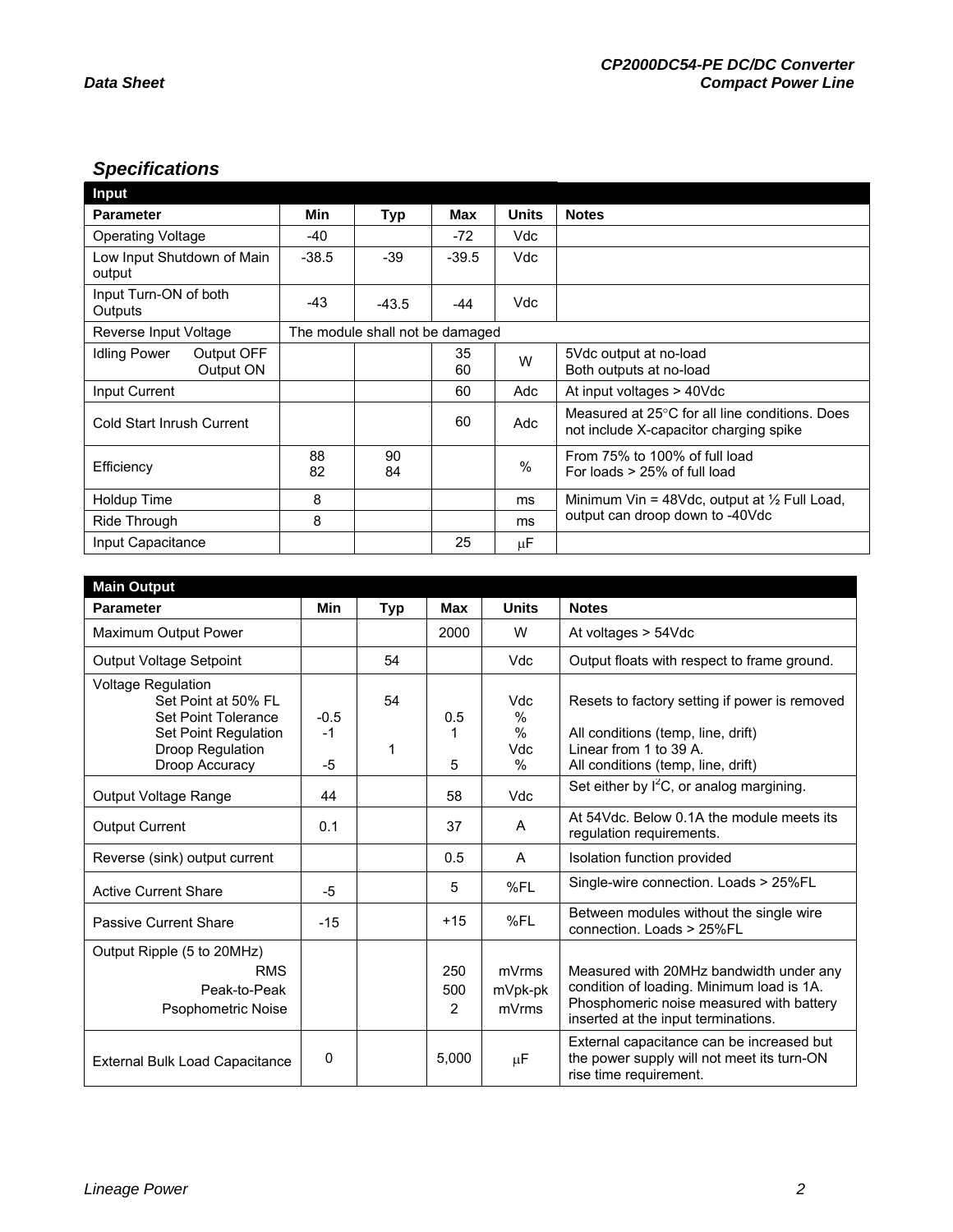## Specifications

| Input | | | | | |
|---|---|---|---|---|---|
| **Parameter** | **Min** | **Typ** | **Max** | **Units** | **Notes** |
| Operating Voltage | -40 | | -72 | Vdc | |
| Low Input Shutdown of Main output | -38.5 | -39 | -39.5 | Vdc | |
| Input Turn-ON of both Outputs | -43 | -43.5 | -44 | Vdc | |
| Reverse Input Voltage | The module shall not be damaged | | | | |
| Idling Power Output OFF<br>Output ON | | | 35<br>60 | W | 5Vdc output at no-load<br>Both outputs at no-load |
| Input Current | | | 60 | Adc | At input voltages > 40Vdc |
| Cold Start Inrush Current | | | 60 | Adc | Measured at 25°C for all line conditions. Does not include X-capacitor charging spike |
| Efficiency | 88<br>82 | 90<br>84 | | % | From 75% to 100% of full load<br>For loads > 25% of full load |
| Holdup Time | 8 | | | ms | Minimum Vin = 48Vdc, output at ½ Full Load, output can droop down to -40Vdc |
| Ride Through | 8 | | | ms | |
| Input Capacitance | | | 25 | μF | |

| Main Output | | | | | |
|---|---|---|---|---|---|
| **Parameter** | **Min** | **Typ** | **Max** | **Units** | **Notes** |
| Maximum Output Power | | | 2000 | W | At voltages > 54Vdc |
| Output Voltage Setpoint | | 54 | | Vdc | Output floats with respect to frame ground. |
| Voltage Regulation<br>Set Point at 50% FL<br>Set Point Tolerance<br>Set Point Regulation<br>Droop Regulation<br>Droop Accuracy | <br><br>-0.5<br>-1<br><br>-5 | <br>54<br><br><br>1<br> | <br><br>0.5<br>1<br><br>5 | <br>Vdc<br>%<br>%<br>Vdc<br>% | <br>Resets to factory setting if power is removed<br><br>All conditions (temp, line, drift)<br>Linear from 1 to 39 A.<br>All conditions (temp, line, drift) |
| Output Voltage Range | 44 | | 58 | Vdc | Set either by $I^2C$, or analog margining. |
| Output Current | 0.1 | | 37 | A | At 54Vdc. Below 0.1A the module meets its regulation requirements. |
| Reverse (sink) output current | | | 0.5 | A | Isolation function provided |
| Active Current Share | -5 | | 5 | %FL | Single-wire connection. Loads > 25%FL |
| Passive Current Share | -15 | | +15 | %FL | Between modules without the single wire connection. Loads > 25%FL |
| Output Ripple (5 to 20MHz)<br>RMS<br>Peak-to-Peak<br>Psophometric Noise | | | <br>250<br>500<br>2 | <br>mVrms<br>mVpk-pk<br>mVrms | Measured with 20MHz bandwidth under any condition of loading. Minimum load is 1A. Phosphomeric noise measured with battery inserted at the input terminations. |
| External Bulk Load Capacitance | 0 | | 5,000 | μF | External capacitance can be increased but the power supply will not meet its turn-ON rise time requirement. |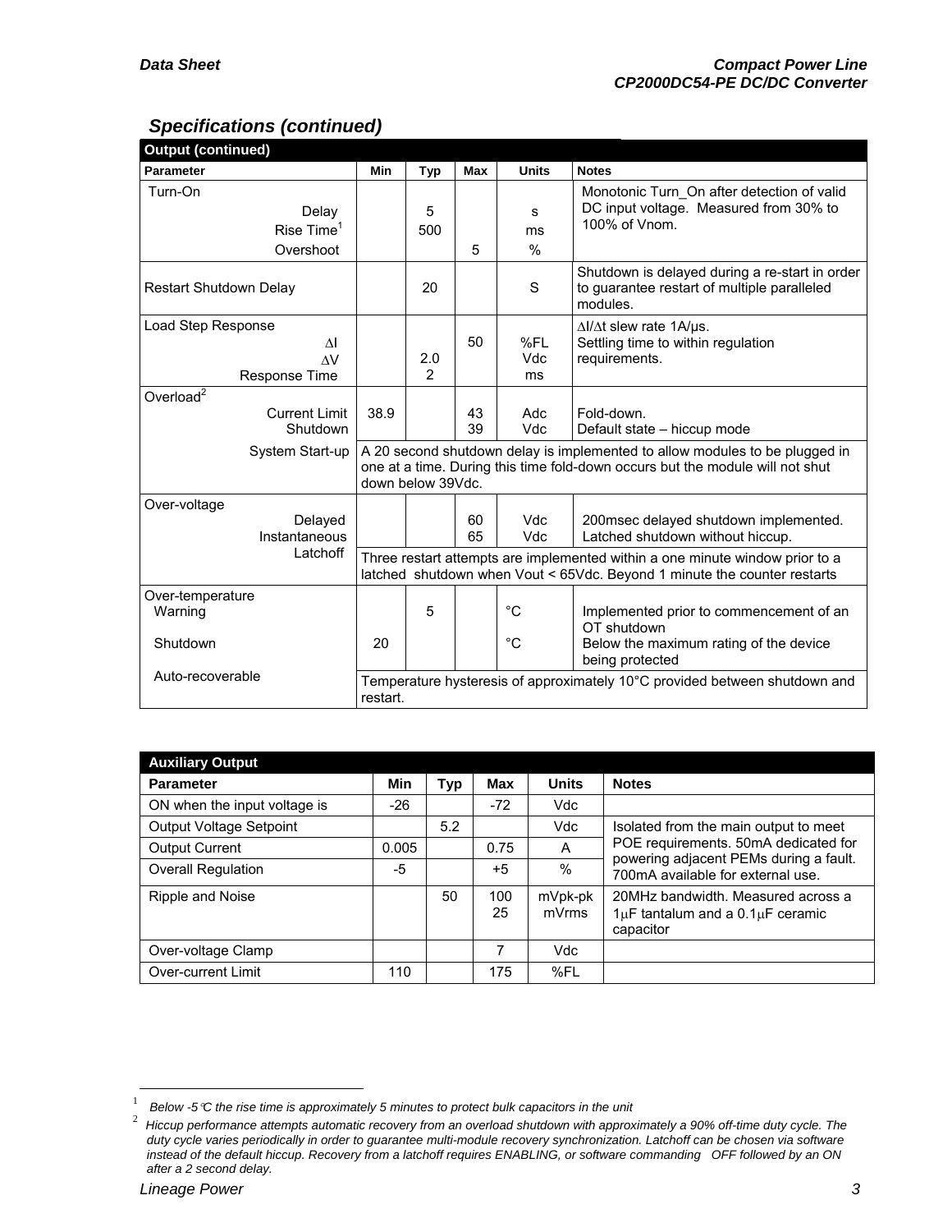## Specifications (continued)

| Output (continued) | | | | | |
|---|---|---|---|---|---|
| **Parameter** | **Min** | **Typ** | **Max** | **Units** | **Notes** |
| Turn-On<br>Delay<br>Rise Time[1]<br>Overshoot | | 5<br>500 | <br><br>5 | s<br>ms<br>% | Monotonic Turn_On after detection of valid DC input voltage. Measured from 30% to 100% of Vnom. |
| Restart Shutdown Delay | | 20 | | S | Shutdown is delayed during a re-start in order to guarantee restart of multiple paralleled modules. |
| Load Step Response<br>ΔI<br>ΔV<br>Response Time | | <br><br>2.0<br>2 | 50 | %FL<br>Vdc<br>ms | ΔI/Δt slew rate 1A/µs.<br>Settling time to within regulation requirements. |
| Overload[2]<br>Current Limit<br>Shutdown | 38.9 | | 43<br>39 | Adc<br>Vdc | Fold-down.<br>Default state – hiccup mode |
| System Start-up | A 20 second shutdown delay is implemented to allow modules to be plugged in one at a time. During this time fold-down occurs but the module will not shut down below 39Vdc. | | | | |
| Over-voltage<br>Delayed<br>Instantaneous | | | 60<br>65 | Vdc<br>Vdc | 200msec delayed shutdown implemented.<br>Latched shutdown without hiccup. |
| Latchoff | Three restart attempts are implemented within a one minute window prior to a latched shutdown when Vout < 65Vdc. Beyond 1 minute the counter restarts | | | | |
| Over-temperature<br>Warning | | 5 | | °C | Implemented prior to commencement of an OT shutdown |
| Shutdown | 20 | | | °C | Below the maximum rating of the device being protected |
| Auto-recoverable | Temperature hysteresis of approximately 10°C provided between shutdown and restart. | | | | |

| Auxiliary Output | | | | | |
|---|---|---|---|---|---|
| **Parameter** | **Min** | **Typ** | **Max** | **Units** | **Notes** |
| ON when the input voltage is | -26 | | -72 | Vdc | |
| Output Voltage Setpoint | | 5.2 | | Vdc | Isolated from the main output to meet POE requirements. 50mA dedicated for powering adjacent PEMs during a fault. 700mA available for external use. |
| Output Current | 0.005 | | 0.75 | A | |
| Overall Regulation | -5 | | +5 | % | |
| Ripple and Noise | | 50 | 100<br>25 | mVpk-pk<br>mVrms | 20MHz bandwidth. Measured across a 1µF tantalum and a 0.1µF ceramic capacitor |
| Over-voltage Clamp | | | 7 | Vdc | |
| Over-current Limit | 110 | | 175 | %FL | |

[1] *Below -5°C the rise time is approximately 5 minutes to protect bulk capacitors in the unit*

[2] *Hiccup performance attempts automatic recovery from an overload shutdown with approximately a 90% off-time duty cycle. The duty cycle varies periodically in order to guarantee multi-module recovery synchronization. Latchoff can be chosen via software instead of the default hiccup. Recovery from a latchoff requires ENABLING, or software commanding OFF followed by an ON after a 2 second delay.*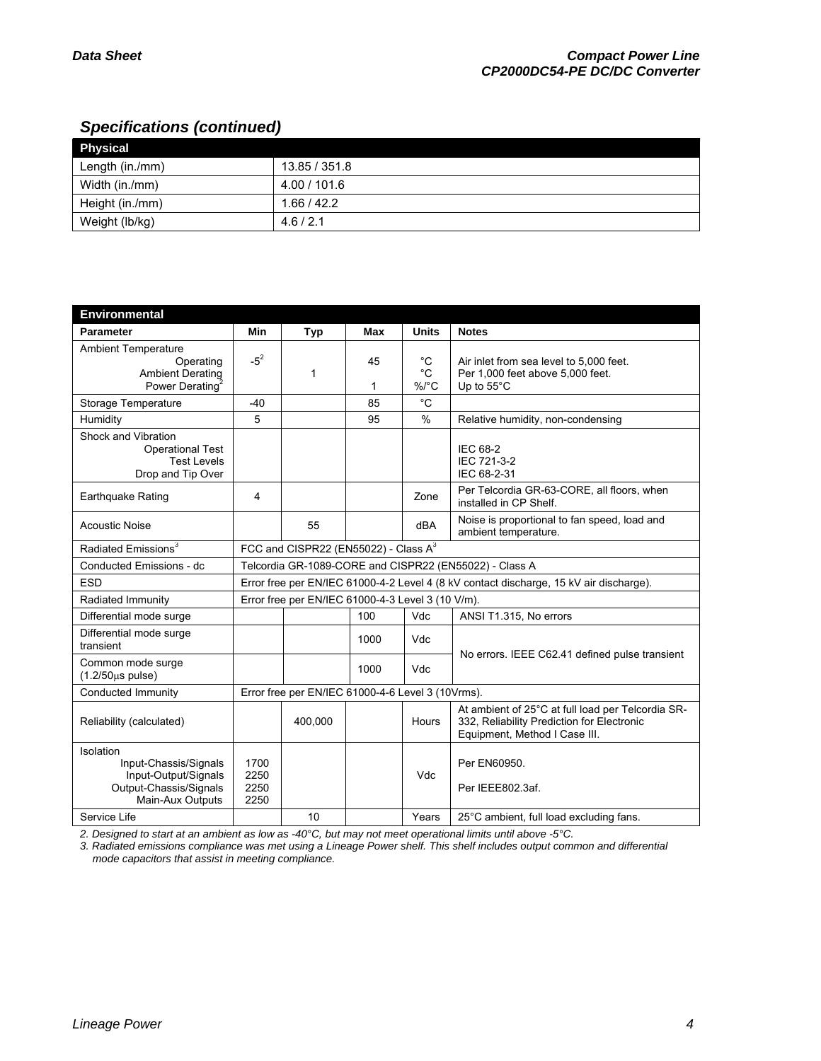## Specifications (continued)

| Physical | |
|---|---|
| Length (in./mm) | 13.85 / 351.8 |
| Width (in./mm) | 4.00 / 101.6 |
| Height (in./mm) | 1.66 / 42.2 |
| Weight (lb/kg) | 4.6 / 2.1 |

| Environmental | | | | | |
|---|---|---|---|---|---|
| **Parameter** | **Min** | **Typ** | **Max** | **Units** | **Notes** |
| Ambient Temperature<br>Operating<br>Ambient Derating<br>Power Derating[2] | -5[2] | <br><br>1 | 45<br><br>1 | °C<br>°C<br>%/°C | Air inlet from sea level to 5,000 feet.<br>Per 1,000 feet above 5,000 feet.<br>Up to 55°C |
| Storage Temperature | -40 | | 85 | °C | |
| Humidity | 5 | | 95 | % | Relative humidity, non-condensing |
| Shock and Vibration<br>Operational Test<br>Test Levels<br>Drop and Tip Over | | | | | IEC 68-2<br>IEC 721-3-2<br>IEC 68-2-31 |
| Earthquake Rating | 4 | | | Zone | Per Telcordia GR-63-CORE, all floors, when installed in CP Shelf. |
| Acoustic Noise | | 55 | | dBA | Noise is proportional to fan speed, load and ambient temperature. |
| Radiated Emissions[3] | FCC and CISPR22 (EN55022) - Class A[3] | | | | |
| Conducted Emissions - dc | Telcordia GR-1089-CORE and CISPR22 (EN55022) - Class A | | | | |
| ESD | Error free per EN/IEC 61000-4-2 Level 4 (8 kV contact discharge, 15 kV air discharge). | | | | |
| Radiated Immunity | Error free per EN/IEC 61000-4-3 Level 3 (10 V/m). | | | | |
| Differential mode surge | | | 100 | Vdc | ANSI T1.315, No errors |
| Differential mode surge transient | | | 1000 | Vdc | No errors. IEEE C62.41 defined pulse transient |
| Common mode surge (1.2/50μs pulse) | | | 1000 | Vdc | |
| Conducted Immunity | Error free per EN/IEC 61000-4-6 Level 3 (10Vrms). | | | | |
| Reliability (calculated) | | 400,000 | | Hours | At ambient of 25°C at full load per Telcordia SR-332, Reliability Prediction for Electronic Equipment, Method I Case III. |
| Isolation<br>Input-Chassis/Signals<br>Input-Output/Signals<br>Output-Chassis/Signals<br>Main-Aux Outputs | <br>1700<br>2250<br>2250<br>2250 | | | Vdc | Per EN60950.<br><br>Per IEEE802.3af. |
| Service Life | | 10 | | Years | 25°C ambient, full load excluding fans. |

*2. Designed to start at an ambient as low as -40°C, but may not meet operational limits until above -5°C.*

*3. Radiated emissions compliance was met using a Lineage Power shelf. This shelf includes output common and differential mode capacitors that assist in meeting compliance.*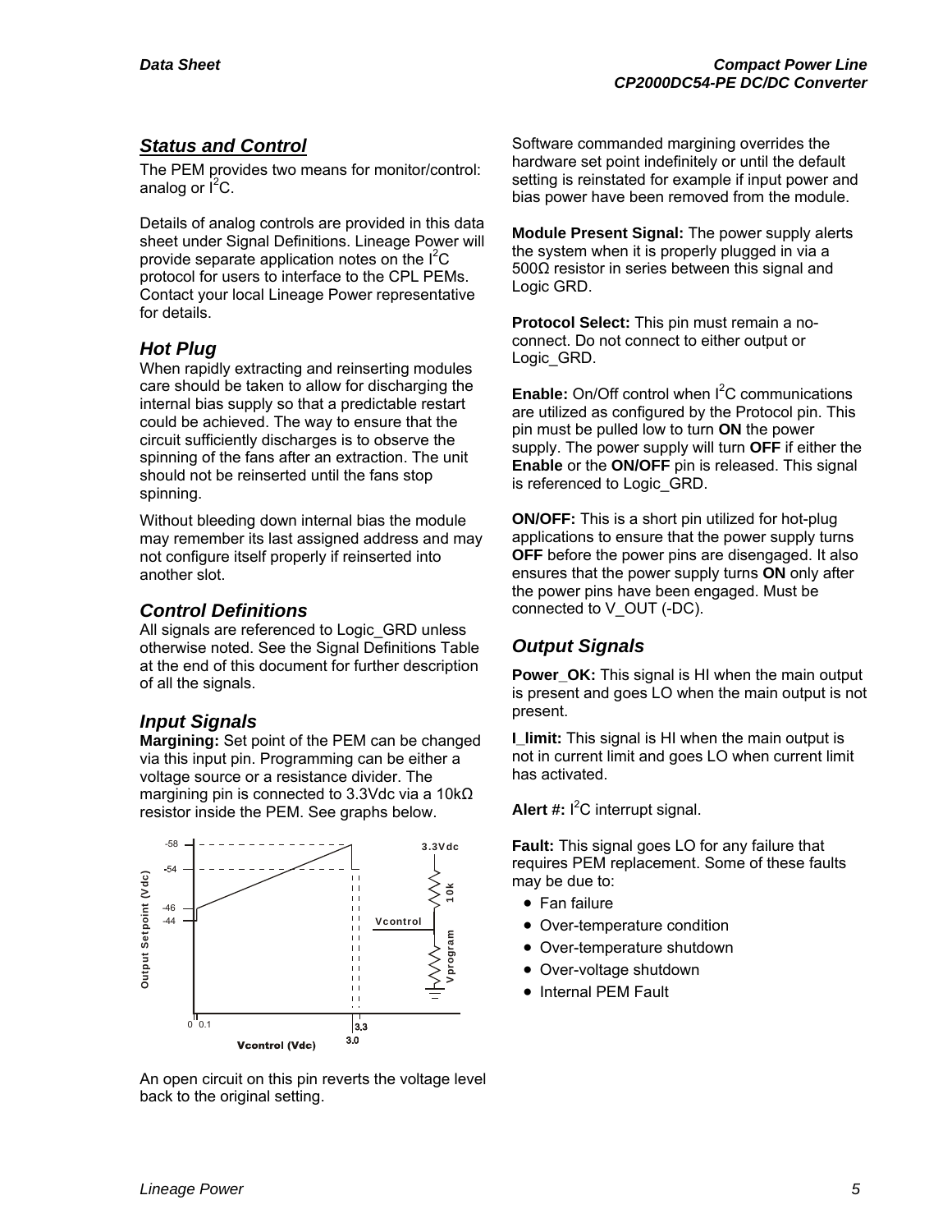## Status and Control

The PEM provides two means for monitor/control: analog or $I^2C$.

Details of analog controls are provided in this data sheet under Signal Definitions. Lineage Power will provide separate application notes on the $I^2C$ protocol for users to interface to the CPL PEMs. Contact your local Lineage Power representative for details.

### Hot Plug

When rapidly extracting and reinserting modules care should be taken to allow for discharging the internal bias supply so that a predictable restart could be achieved. The way to ensure that the circuit sufficiently discharges is to observe the spinning of the fans after an extraction. The unit should not be reinserted until the fans stop spinning.

Without bleeding down internal bias the module may remember its last assigned address and may not configure itself properly if reinserted into another slot.

### Control Definitions

All signals are referenced to Logic_GRD unless otherwise noted. See the Signal Definitions Table at the end of this document for further description of all the signals.

### Input Signals

**Margining:** Set point of the PEM can be changed via this input pin. Programming can be either a voltage source or a resistance divider. The margining pin is connected to 3.3Vdc via a 10kΩ resistor inside the PEM. See graphs below.

An open circuit on this pin reverts the voltage level back to the original setting.

Software commanded margining overrides the hardware set point indefinitely or until the default setting is reinstated for example if input power and bias power have been removed from the module.

**Module Present Signal:** The power supply alerts the system when it is properly plugged in via a 500Ω resistor in series between this signal and Logic GRD.

**Protocol Select:** This pin must remain a no-connect. Do not connect to either output or Logic_GRD.

**Enable:** On/Off control when $I^2C$ communications are utilized as configured by the Protocol pin. This pin must be pulled low to turn **ON** the power supply. The power supply will turn **OFF** if either the **Enable** or the **ON/OFF** pin is released. This signal is referenced to Logic_GRD.

**ON/OFF:** This is a short pin utilized for hot-plug applications to ensure that the power supply turns **OFF** before the power pins are disengaged. It also ensures that the power supply turns **ON** only after the power pins have been engaged. Must be connected to V_OUT (-DC).

### Output Signals

**Power_OK:** This signal is HI when the main output is present and goes LO when the main output is not present.

**I_limit:** This signal is HI when the main output is not in current limit and goes LO when current limit has activated.

**Alert #:** $I^2C$ interrupt signal.

**Fault:** This signal goes LO for any failure that requires PEM replacement. Some of these faults may be due to:

- Fan failure
- Over-temperature condition
- Over-temperature shutdown
- Over-voltage shutdown
- Internal PEM Fault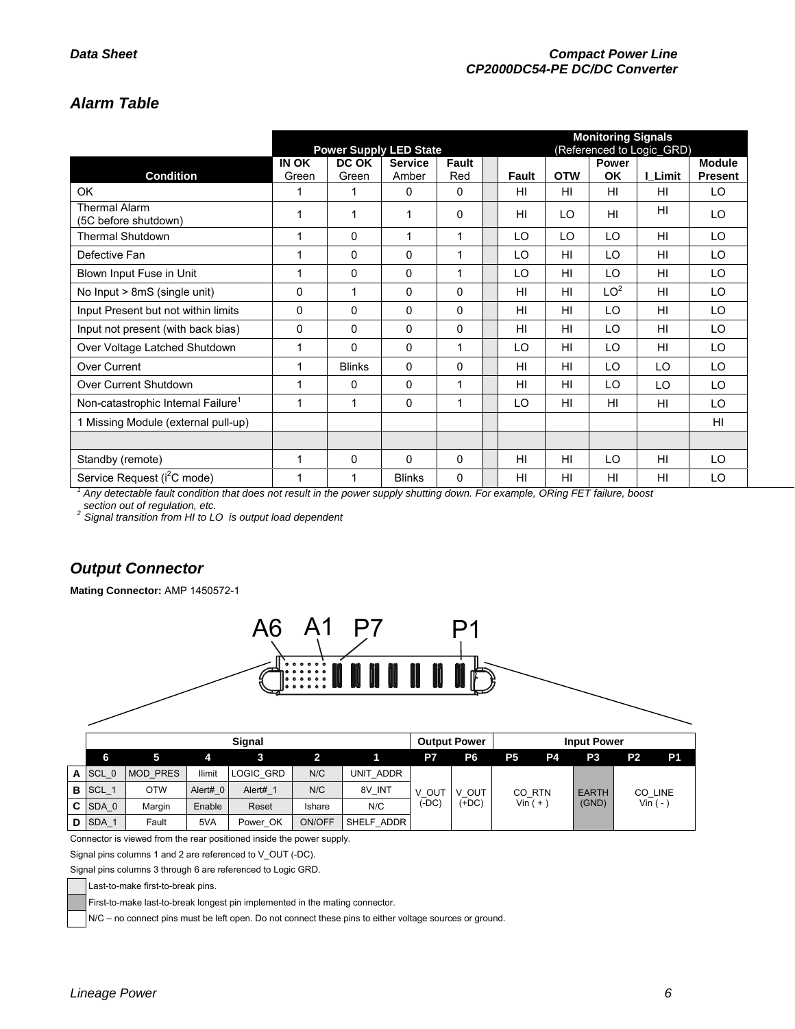## Alarm Table

| Condition | Power Supply LED State | | | | Monitoring Signals (Referenced to Logic_GRD) | | | | |
|---|---|---|---|---|---|---|---|---|---|
| | IN OK Green | DC OK Green | Service Amber | Fault Red | Fault | OTW | Power OK | I_Limit | Module Present |
| OK | 1 | 1 | 0 | 0 | HI | HI | HI | HI | LO |
| Thermal Alarm (5C before shutdown) | 1 | 1 | 1 | 0 | HI | LO | HI | HI | LO |
| Thermal Shutdown | 1 | 0 | 1 | 1 | LO | LO | LO | HI | LO |
| Defective Fan | 1 | 0 | 0 | 1 | LO | HI | LO | HI | LO |
| Blown Input Fuse in Unit | 1 | 0 | 0 | 1 | LO | HI | LO | HI | LO |
| No Input > 8mS (single unit) | 0 | 1 | 0 | 0 | HI | HI | LO[2] | HI | LO |
| Input Present but not within limits | 0 | 0 | 0 | 0 | HI | HI | LO | HI | LO |
| Input not present (with back bias) | 0 | 0 | 0 | 0 | HI | HI | LO | HI | LO |
| Over Voltage Latched Shutdown | 1 | 0 | 0 | 1 | LO | HI | LO | HI | LO |
| Over Current | 1 | Blinks | 0 | 0 | HI | HI | LO | LO | LO |
| Over Current Shutdown | 1 | 0 | 0 | 1 | HI | HI | LO | LO | LO |
| Non-catastrophic Internal Failure[1] | 1 | 1 | 0 | 1 | LO | HI | HI | HI | LO |
| 1 Missing Module (external pull-up) | | | | | | | | | HI |
| | | | | | | | | | |
| Standby (remote) | 1 | 0 | 0 | 0 | HI | HI | LO | HI | LO |
| Service Request ($I^2C$ mode) | 1 | 1 | Blinks | 0 | HI | HI | HI | HI | LO |

[1] Any detectable fault condition that does not result in the power supply shutting down. For example, ORing FET failure, boost section out of regulation, etc.
[2] Signal transition from HI to LO is output load dependent

## Output Connector

**Mating Connector:** AMP 1450572-1

A6 A1 P7 P1

| | Signal | | | | | | Output Power | | Input Power | | | | |
|---|---|---|---|---|---|---|---|---|---|---|---|---|---|
| | 6 | 5 | 4 | 3 | 2 | 1 | P7 | P6 | P5 | P4 | P3 | P2 | P1 |
| A | SCL_0 | MOD_PRES | Ilimit | LOGIC_GRD | N/C | UNIT_ADDR | V_OUT (-DC) | V_OUT (+DC) | CO_RTN Vin ( + ) | | EARTH (GND) | CO_LINE Vin ( - ) | |
| B | SCL_1 | OTW | Alert#_0 | Alert#_1 | N/C | 8V_INT | | | | | | | |
| C | SDA_0 | Margin | Enable | Reset | Ishare | N/C | | | | | | | |
| D | SDA_1 | Fault | 5VA | Power_OK | ON/OFF | SHELF_ADDR | | | | | | | |

Connector is viewed from the rear positioned inside the power supply.

Signal pins columns 1 and 2 are referenced to V_OUT (-DC).

Signal pins columns 3 through 6 are referenced to Logic GRD.

- Last-to-make first-to-break pins.
- First-to-make last-to-break longest pin implemented in the mating connector.
- N/C – no connect pins must be left open. Do not connect these pins to either voltage sources or ground.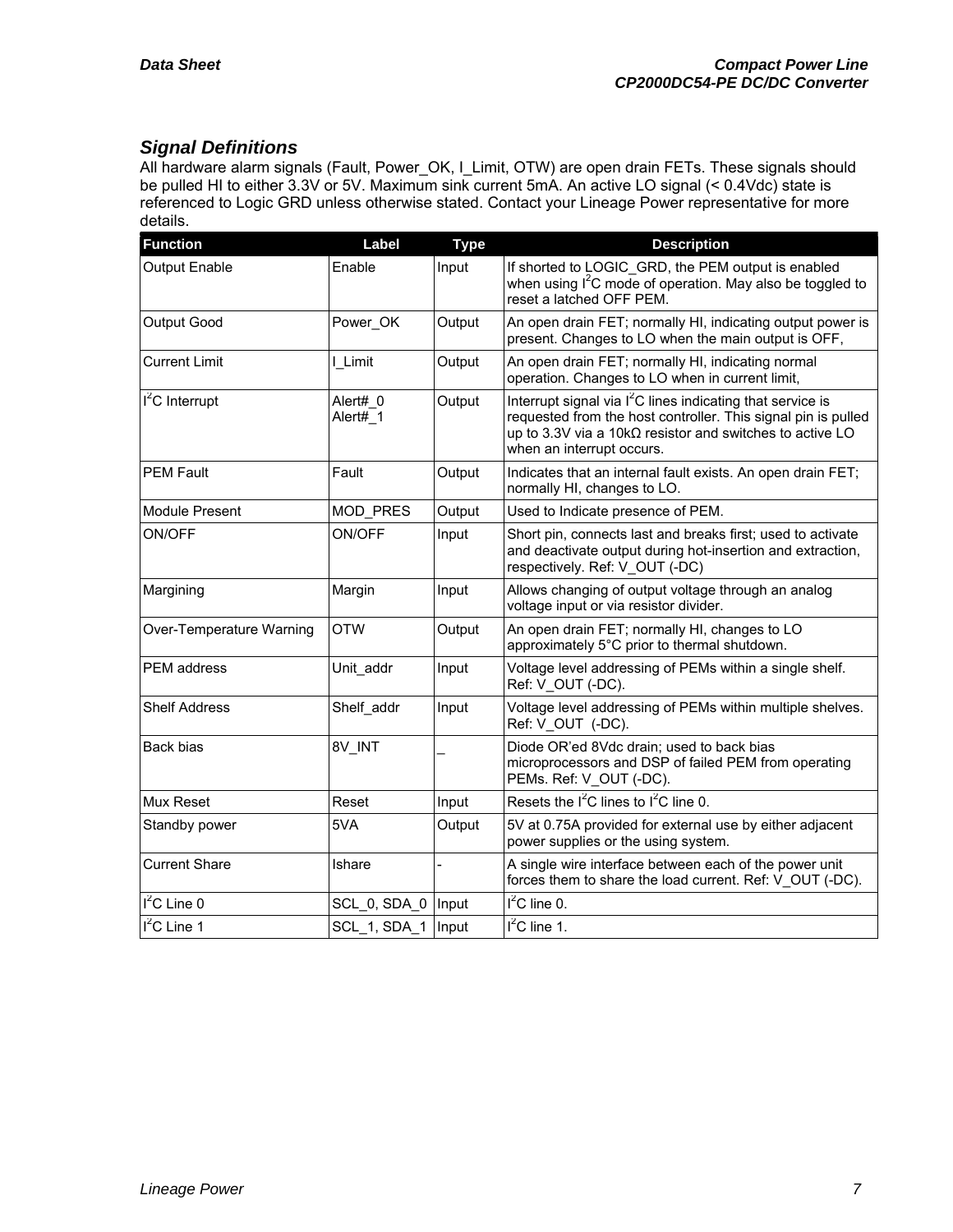## *Signal Definitions*

All hardware alarm signals (Fault, Power_OK, I_Limit, OTW) are open drain FETs. These signals should be pulled HI to either 3.3V or 5V. Maximum sink current 5mA. An active LO signal (< 0.4Vdc) state is referenced to Logic GRD unless otherwise stated. Contact your Lineage Power representative for more details.

| Function | Label | Type | Description |
|---|---|---|---|
| Output Enable | Enable | Input | If shorted to LOGIC_GRD, the PEM output is enabled when using $I^2C$ mode of operation. May also be toggled to reset a latched OFF PEM. |
| Output Good | Power_OK | Output | An open drain FET; normally HI, indicating output power is present. Changes to LO when the main output is OFF, |
| Current Limit | I_Limit | Output | An open drain FET; normally HI, indicating normal operation. Changes to LO when in current limit, |
| $I^2C$ Interrupt | Alert#_0<br>Alert#_1 | Output | Interrupt signal via $I^2C$ lines indicating that service is requested from the host controller. This signal pin is pulled up to 3.3V via a 10kΩ resistor and switches to active LO when an interrupt occurs. |
| PEM Fault | Fault | Output | Indicates that an internal fault exists. An open drain FET; normally HI, changes to LO. |
| Module Present | MOD_PRES | Output | Used to Indicate presence of PEM. |
| ON/OFF | ON/OFF | Input | Short pin, connects last and breaks first; used to activate and deactivate output during hot-insertion and extraction, respectively. Ref: V_OUT (-DC) |
| Margining | Margin | Input | Allows changing of output voltage through an analog voltage input or via resistor divider. |
| Over-Temperature Warning | OTW | Output | An open drain FET; normally HI, changes to LO approximately 5°C prior to thermal shutdown. |
| PEM address | Unit_addr | Input | Voltage level addressing of PEMs within a single shelf. Ref: V_OUT (-DC). |
| Shelf Address | Shelf_addr | Input | Voltage level addressing of PEMs within multiple shelves. Ref: V_OUT (-DC). |
| Back bias | 8V_INT | _ | Diode OR'ed 8Vdc drain; used to back bias microprocessors and DSP of failed PEM from operating PEMs. Ref: V_OUT (-DC). |
| Mux Reset | Reset | Input | Resets the $I^2C$ lines to $I^2C$ line 0. |
| Standby power | 5VA | Output | 5V at 0.75A provided for external use by either adjacent power supplies or the using system. |
| Current Share | Ishare | - | A single wire interface between each of the power unit forces them to share the load current. Ref: V_OUT (-DC). |
| $I^2C$ Line 0 | SCL_0, SDA_0 | Input | $I^2C$ line 0. |
| $I^2C$ Line 1 | SCL_1, SDA_1 | Input | $I^2C$ line 1. |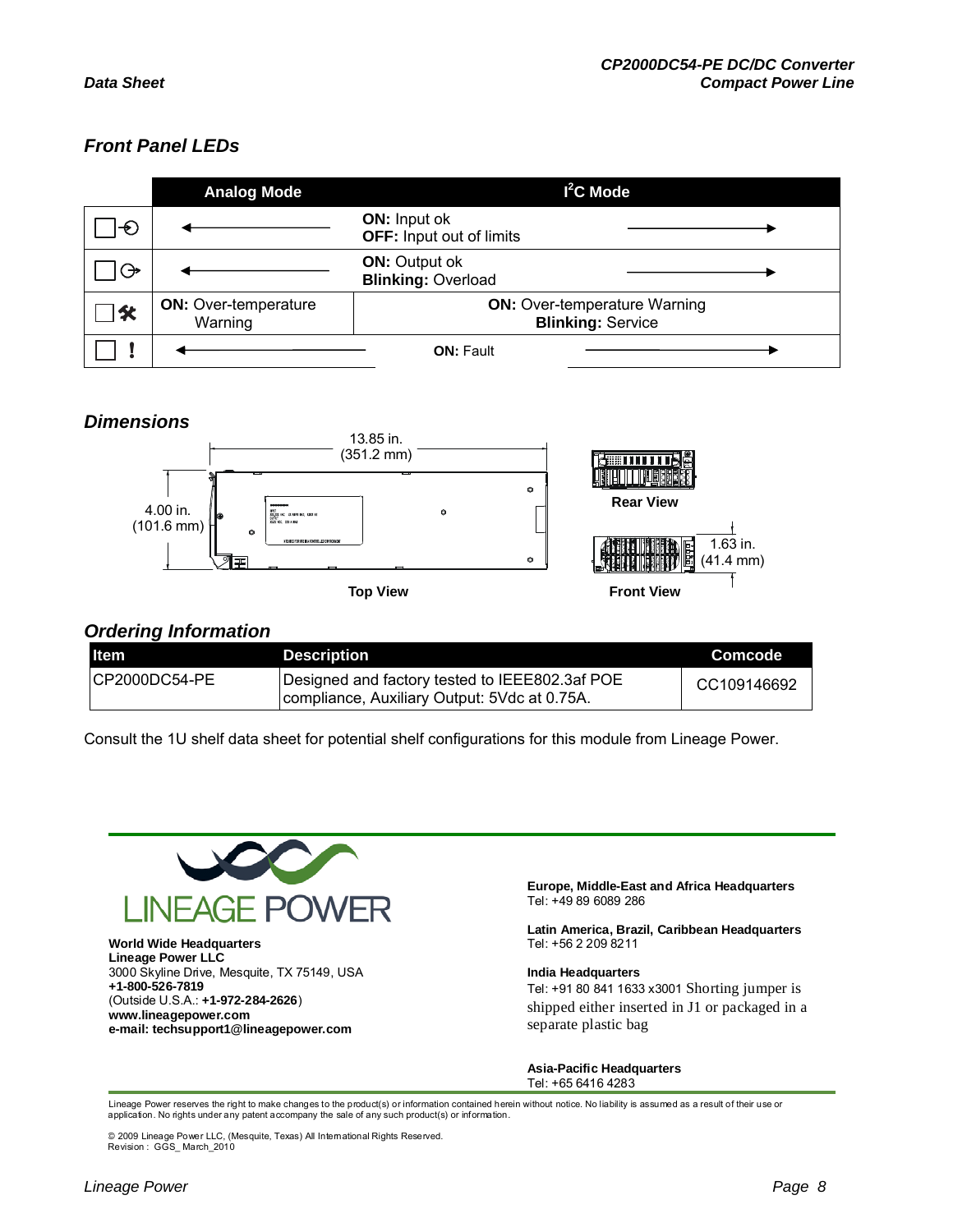## Front Panel LEDs

| | Analog Mode | I²C Mode |
|---|---|---|
| ☐ (input symbol) | ← **ON:** Input ok / **OFF:** Input out of limits → | |
| ☐ (output symbol) | ← **ON:** Output ok / **Blinking:** Overload → | |
| ☐ (service symbol) | **ON:** Over-temperature Warning | **ON:** Over-temperature Warning / **Blinking:** Service |
| ☐ ! | ← **ON:** Fault → | |

## Dimensions

13.85 in.
(351.2 mm)

4.00 in.
(101.6 mm)

Top View

Rear View

1.63 in.
(41.4 mm)

Front View

## Ordering Information

| Item | Description | Comcode |
|---|---|---|
| CP2000DC54-PE | Designed and factory tested to IEEE802.3af POE compliance, Auxiliary Output: 5Vdc at 0.75A. | CC109146692 |

Consult the 1U shelf data sheet for potential shelf configurations for this module from Lineage Power.

LINEAGE POWER

**World Wide Headquarters**
**Lineage Power LLC**
3000 Skyline Drive, Mesquite, TX 75149, USA
**+1-800-526-7819**
(Outside U.S.A.: **+1-972-284-2626**)
**www.lineagepower.com**
**e-mail: techsupport1@lineagepower.com**

**Europe, Middle-East and Africa Headquarters**
Tel: +49 89 6089 286

**Latin America, Brazil, Caribbean Headquarters**
Tel: +56 2 209 8211

**India Headquarters**
Tel: +91 80 841 1633 x3001 Shorting jumper is shipped either inserted in J1 or packaged in a separate plastic bag

**Asia-Pacific Headquarters**
Tel: +65 6416 4283

Lineage Power reserves the right to make changes to the product(s) or information contained herein without notice. No liability is assumed as a result of their use or application. No rights under any patent accompany the sale of any such product(s) or information.

© 2009 Lineage Power LLC, (Mesquite, Texas) All International Rights Reserved.
Revision : GGS_ March_2010